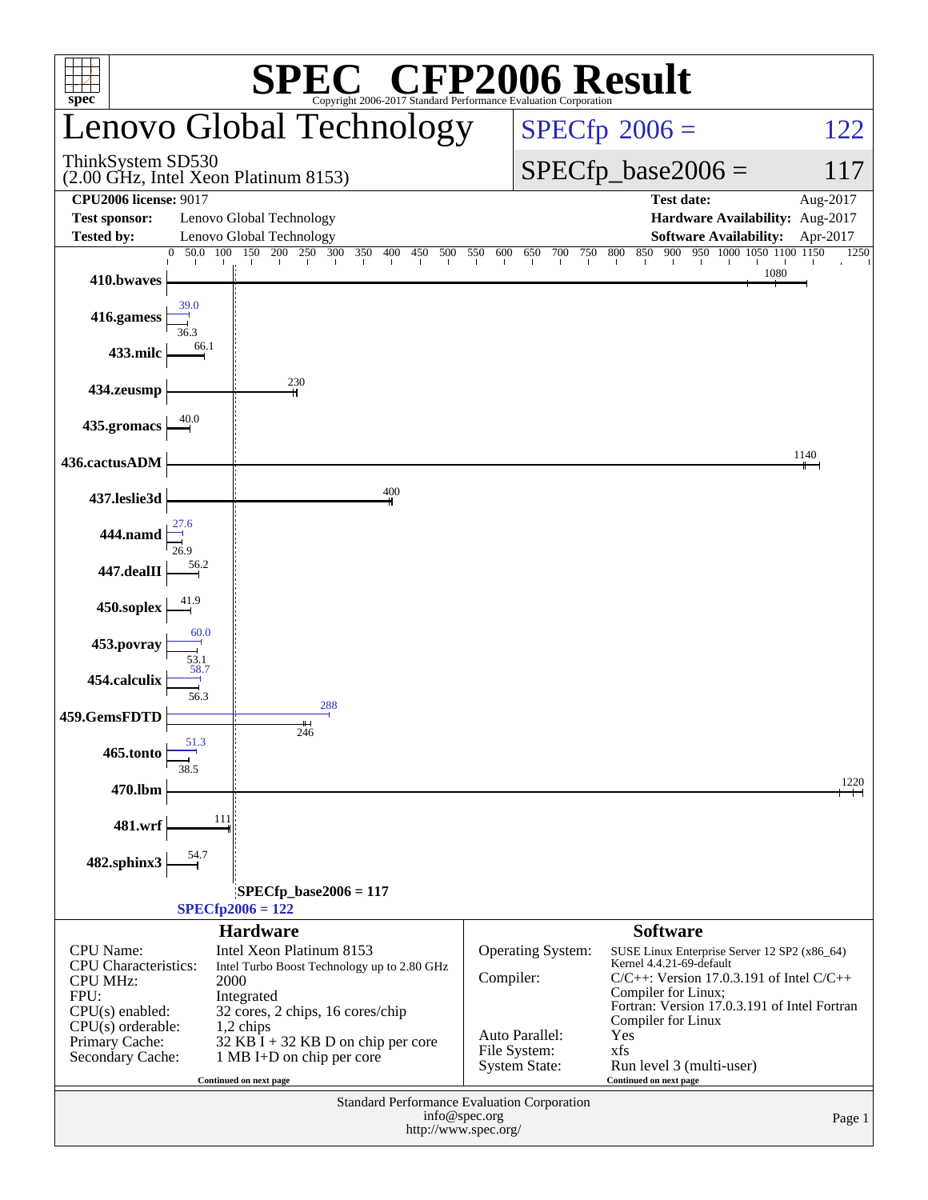# SPEC CFP2006 Result

Copyright 2006-2017 Standard Performance Evaluation Corporation

## Lenovo Global Technology

ThinkSystem SD530
(2.00 GHz, Intel Xeon Platinum 8153)

SPECfp 2006 = 122

SPECfp_base2006 = 117

| | | | |
|---|---|---|---|
| **CPU2006 license:** 9017 | | **Test date:** | Aug-2017 |
| **Test sponsor:** | Lenovo Global Technology | **Hardware Availability:** | Aug-2017 |
| **Tested by:** | Lenovo Global Technology | **Software Availability:** | Apr-2017 |

| Benchmark | Peak | Base |
|---|---|---|
| 410.bwaves | | 1080 |
| 416.gamess | 39.0 | 36.3 |
| 433.milc | | 66.1 |
| 434.zeusmp | | 230 |
| 435.gromacs | | 40.0 |
| 436.cactusADM | | 1140 |
| 437.leslie3d | | 400 |
| 444.namd | 27.6 | 26.9 |
| 447.dealII | | 56.2 |
| 450.soplex | | 41.9 |
| 453.povray | 60.0 | 53.1 |
| 454.calculix | 58.7 | 56.3 |
| 459.GemsFDTD | 288 | 246 |
| 465.tonto | 51.3 | 38.5 |
| 470.lbm | | 1220 |
| 481.wrf | | 111 |
| 482.sphinx3 | | 54.7 |

SPECfp_base2006 = 117

SPECfp2006 = 122

### Hardware

| | |
|---|---|
| CPU Name: | Intel Xeon Platinum 8153 |
| CPU Characteristics: | Intel Turbo Boost Technology up to 2.80 GHz |
| CPU MHz: | 2000 |
| FPU: | Integrated |
| CPU(s) enabled: | 32 cores, 2 chips, 16 cores/chip |
| CPU(s) orderable: | 1,2 chips |
| Primary Cache: | 32 KB I + 32 KB D on chip per core |
| Secondary Cache: | 1 MB I+D on chip per core |

Continued on next page

### Software

| | |
|---|---|
| Operating System: | SUSE Linux Enterprise Server 12 SP2 (x86_64) Kernel 4.4.21-69-default |
| Compiler: | C/C++: Version 17.0.3.191 of Intel C/C++ Compiler for Linux; Fortran: Version 17.0.3.191 of Intel Fortran Compiler for Linux |
| Auto Parallel: | Yes |
| File System: | xfs |
| System State: | Run level 3 (multi-user) |

Continued on next page

Standard Performance Evaluation Corporation
info@spec.org
http://www.spec.org/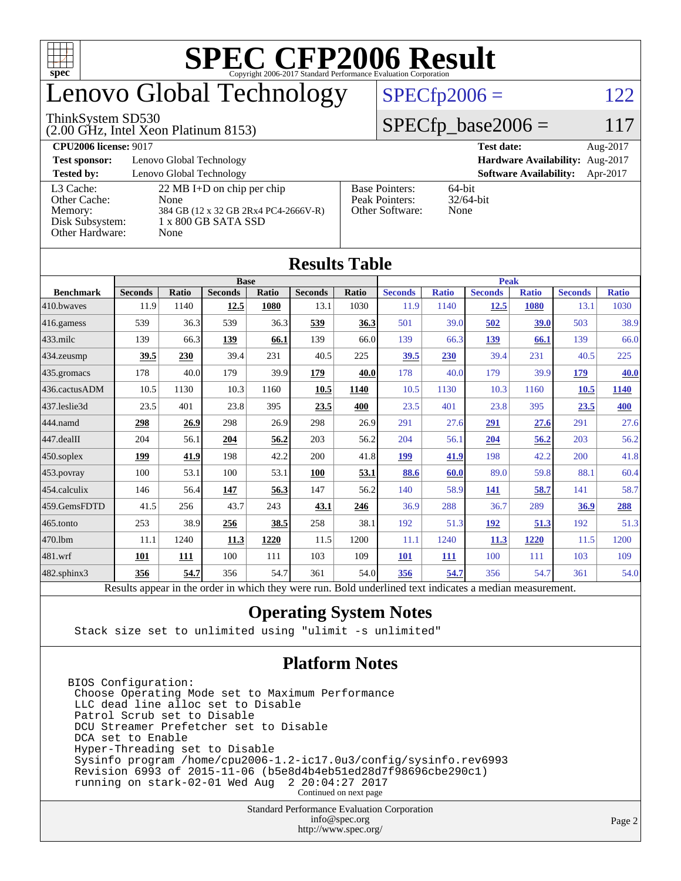# SPEC CFP2006 Result

Copyright 2006-2017 Standard Performance Evaluation Corporation

# Lenovo Global Technology

ThinkSystem SD530
(2.00 GHz, Intel Xeon Platinum 8153)

SPECfp2006 = 122

SPECfp_base2006 = 117

**CPU2006 license:** 9017 | **Test date:** Aug-2017

**Test sponsor:** Lenovo Global Technology | **Hardware Availability:** Aug-2017

**Tested by:** Lenovo Global Technology | **Software Availability:** Apr-2017

| | |
|---|---|
| L3 Cache: | 22 MB I+D on chip per chip |
| Other Cache: | None |
| Memory: | 384 GB (12 x 32 GB 2Rx4 PC4-2666V-R) |
| Disk Subsystem: | 1 x 800 GB SATA SSD |
| Other Hardware: | None |

| | |
|---|---|
| Base Pointers: | 64-bit |
| Peak Pointers: | 32/64-bit |
| Other Software: | None |

## Results Table

| | Base | | | | | | Peak | | | | | |
|---|---|---|---|---|---|---|---|---|---|---|---|---|
| **Benchmark** | **Seconds** | **Ratio** | **Seconds** | **Ratio** | **Seconds** | **Ratio** | **Seconds** | **Ratio** | **Seconds** | **Ratio** | **Seconds** | **Ratio** |
| 410.bwaves | 11.9 | 1140 | **12.5** | **1080** | 13.1 | 1030 | 11.9 | 1140 | **12.5** | **1080** | 13.1 | 1030 |
| 416.gamess | 539 | 36.3 | 539 | 36.3 | **539** | **36.3** | 501 | 39.0 | **502** | **39.0** | 503 | 38.9 |
| 433.milc | 139 | 66.3 | **139** | **66.1** | 139 | 66.0 | 139 | 66.3 | **139** | **66.1** | 139 | 66.0 |
| 434.zeusmp | **39.5** | **230** | 39.4 | 231 | 40.5 | 225 | **39.5** | **230** | 39.4 | 231 | 40.5 | 225 |
| 435.gromacs | 178 | 40.0 | 179 | 39.9 | **179** | **40.0** | 178 | 40.0 | 179 | 39.9 | **179** | **40.0** |
| 436.cactusADM | 10.5 | 1130 | 10.3 | 1160 | **10.5** | **1140** | 10.5 | 1130 | 10.3 | 1160 | **10.5** | **1140** |
| 437.leslie3d | 23.5 | 401 | 23.8 | 395 | **23.5** | **400** | 23.5 | 401 | 23.8 | 395 | **23.5** | **400** |
| 444.namd | **298** | **26.9** | 298 | 26.9 | 298 | 26.9 | 291 | 27.6 | **291** | **27.6** | 291 | 27.6 |
| 447.dealII | 204 | 56.1 | **204** | **56.2** | 203 | 56.2 | 204 | 56.1 | **204** | **56.2** | 203 | 56.2 |
| 450.soplex | **199** | **41.9** | 198 | 42.2 | 200 | 41.8 | **199** | **41.9** | 198 | 42.2 | 200 | 41.8 |
| 453.povray | 100 | 53.1 | 100 | 53.1 | **100** | **53.1** | **88.6** | **60.0** | 89.0 | 59.8 | 88.1 | 60.4 |
| 454.calculix | 146 | 56.4 | **147** | **56.3** | 147 | 56.2 | 140 | 58.9 | **141** | **58.7** | 141 | 58.7 |
| 459.GemsFDTD | 41.5 | 256 | 43.7 | 243 | **43.1** | **246** | 36.9 | 288 | 36.7 | 289 | **36.9** | **288** |
| 465.tonto | 253 | 38.9 | **256** | **38.5** | 258 | 38.1 | 192 | 51.3 | **192** | **51.3** | 192 | 51.3 |
| 470.lbm | 11.1 | 1240 | **11.3** | **1220** | 11.5 | 1200 | 11.1 | 1240 | **11.3** | **1220** | 11.5 | 1200 |
| 481.wrf | **101** | **111** | 100 | 111 | 103 | 109 | **101** | **111** | 100 | 111 | 103 | 109 |
| 482.sphinx3 | **356** | **54.7** | 356 | 54.7 | 361 | 54.0 | **356** | **54.7** | 356 | 54.7 | 361 | 54.0 |

Results appear in the order in which they were run. Bold underlined text indicates a median measurement.

## Operating System Notes

```
Stack size set to unlimited using "ulimit -s unlimited"
```

## Platform Notes

```
BIOS Configuration:
 Choose Operating Mode set to Maximum Performance
 LLC dead line alloc set to Disable
 Patrol Scrub set to Disable
 DCU Streamer Prefetcher set to Disable
 DCA set to Enable
 Hyper-Threading set to Disable
 Sysinfo program /home/cpu2006-1.2-ic17.0u3/config/sysinfo.rev6993
 Revision 6993 of 2015-11-06 (b5e8d4b4eb51ed28d7f98696cbe290c1)
 running on stark-02-01 Wed Aug  2 20:04:27 2017
```

Continued on next page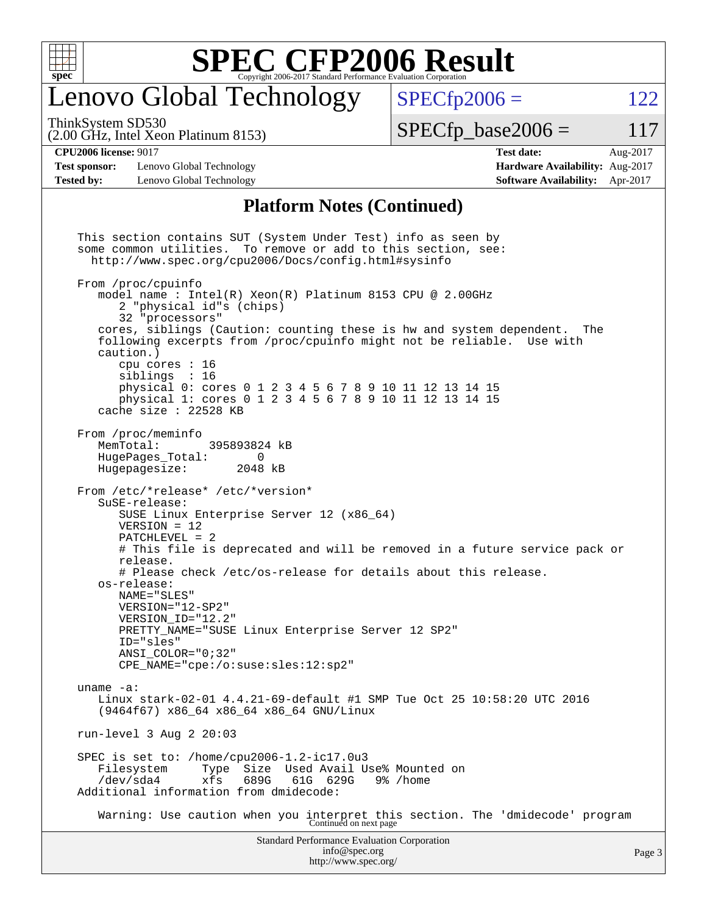# SPEC CFP2006 Result

## Lenovo Global Technology

ThinkSystem SD530
(2.00 GHz, Intel Xeon Platinum 8153)

SPECfp2006 = 122

SPECfp_base2006 = 117

| **CPU2006 license:** 9017 | | **Test date:** | Aug-2017 |
|---|---|---|---|
| **Test sponsor:** | Lenovo Global Technology | **Hardware Availability:** | Aug-2017 |
| **Tested by:** | Lenovo Global Technology | **Software Availability:** | Apr-2017 |

### Platform Notes (Continued)

```
This section contains SUT (System Under Test) info as seen by
some common utilities.  To remove or add to this section, see:
  http://www.spec.org/cpu2006/Docs/config.html#sysinfo

From /proc/cpuinfo
   model name : Intel(R) Xeon(R) Platinum 8153 CPU @ 2.00GHz
      2 "physical id"s (chips)
      32 "processors"
   cores, siblings (Caution: counting these is hw and system dependent.  The
   following excerpts from /proc/cpuinfo might not be reliable.  Use with
   caution.)
      cpu cores : 16
      siblings  : 16
      physical 0: cores 0 1 2 3 4 5 6 7 8 9 10 11 12 13 14 15
      physical 1: cores 0 1 2 3 4 5 6 7 8 9 10 11 12 13 14 15
   cache size : 22528 KB

From /proc/meminfo
   MemTotal:       395893824 kB
   HugePages_Total:       0
   Hugepagesize:       2048 kB

From /etc/*release* /etc/*version*
   SuSE-release:
      SUSE Linux Enterprise Server 12 (x86_64)
      VERSION = 12
      PATCHLEVEL = 2
      # This file is deprecated and will be removed in a future service pack or
      release.
      # Please check /etc/os-release for details about this release.
   os-release:
      NAME="SLES"
      VERSION="12-SP2"
      VERSION_ID="12.2"
      PRETTY_NAME="SUSE Linux Enterprise Server 12 SP2"
      ID="sles"
      ANSI_COLOR="0;32"
      CPE_NAME="cpe:/o:suse:sles:12:sp2"

uname -a:
   Linux stark-02-01 4.4.21-69-default #1 SMP Tue Oct 25 10:58:20 UTC 2016
   (9464f67) x86_64 x86_64 x86_64 GNU/Linux

run-level 3 Aug 2 20:03

SPEC is set to: /home/cpu2006-1.2-ic17.0u3
   Filesystem     Type  Size  Used Avail Use% Mounted on
   /dev/sda4      xfs   689G   61G  629G   9% /home
Additional information from dmidecode:

   Warning: Use caution when you interpret this section. The 'dmidecode' program
```

Continued on next page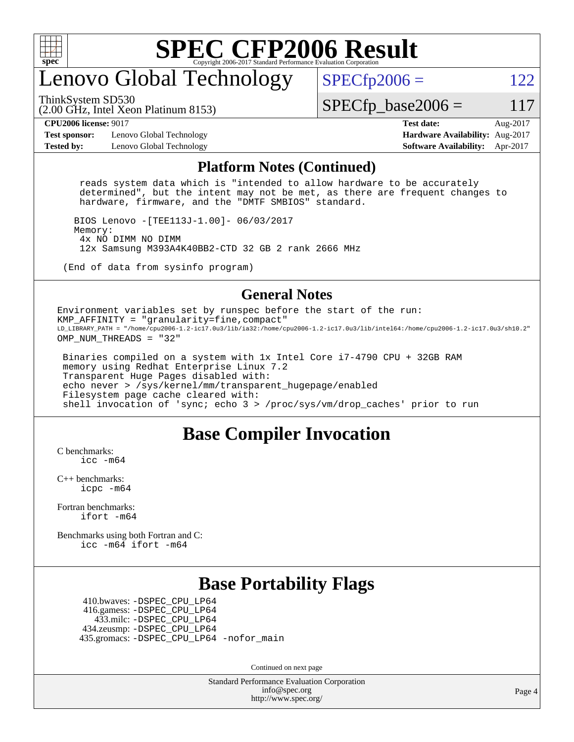# Lenovo Global Technology

ThinkSystem SD530
(2.00 GHz, Intel Xeon Platinum 8153)

SPECfp2006 = 122
SPECfp_base2006 = 117

**CPU2006 license:** 9017
**Test sponsor:** Lenovo Global Technology
**Tested by:** Lenovo Global Technology
**Test date:** Aug-2017
**Hardware Availability:** Aug-2017
**Software Availability:** Apr-2017

## Platform Notes (Continued)

```
    reads system data which is "intended to allow hardware to be accurately
    determined", but the intent may not be met, as there are frequent changes to
    hardware, firmware, and the "DMTF SMBIOS" standard.

   BIOS Lenovo -[TEE113J-1.00]- 06/03/2017
   Memory:
    4x NO DIMM NO DIMM
    12x Samsung M393A4K40BB2-CTD 32 GB 2 rank 2666 MHz

 (End of data from sysinfo program)
```

## General Notes

```
Environment variables set by runspec before the start of the run:
KMP_AFFINITY = "granularity=fine,compact"
LD_LIBRARY_PATH = "/home/cpu2006-1.2-ic17.0u3/lib/ia32:/home/cpu2006-1.2-ic17.0u3/lib/intel64:/home/cpu2006-1.2-ic17.0u3/sh10.2"
OMP_NUM_THREADS = "32"

 Binaries compiled on a system with 1x Intel Core i7-4790 CPU + 32GB RAM
 memory using Redhat Enterprise Linux 7.2
 Transparent Huge Pages disabled with:
 echo never > /sys/kernel/mm/transparent_hugepage/enabled
 Filesystem page cache cleared with:
 shell invocation of 'sync; echo 3 > /proc/sys/vm/drop_caches' prior to run
```

## Base Compiler Invocation

C benchmarks:
`icc -m64`

C++ benchmarks:
`icpc -m64`

Fortran benchmarks:
`ifort -m64`

Benchmarks using both Fortran and C:
`icc -m64 ifort -m64`

## Base Portability Flags

410.bwaves: -DSPEC_CPU_LP64
416.gamess: -DSPEC_CPU_LP64
433.milc: -DSPEC_CPU_LP64
434.zeusmp: -DSPEC_CPU_LP64
435.gromacs: -DSPEC_CPU_LP64 -nofor_main

Continued on next page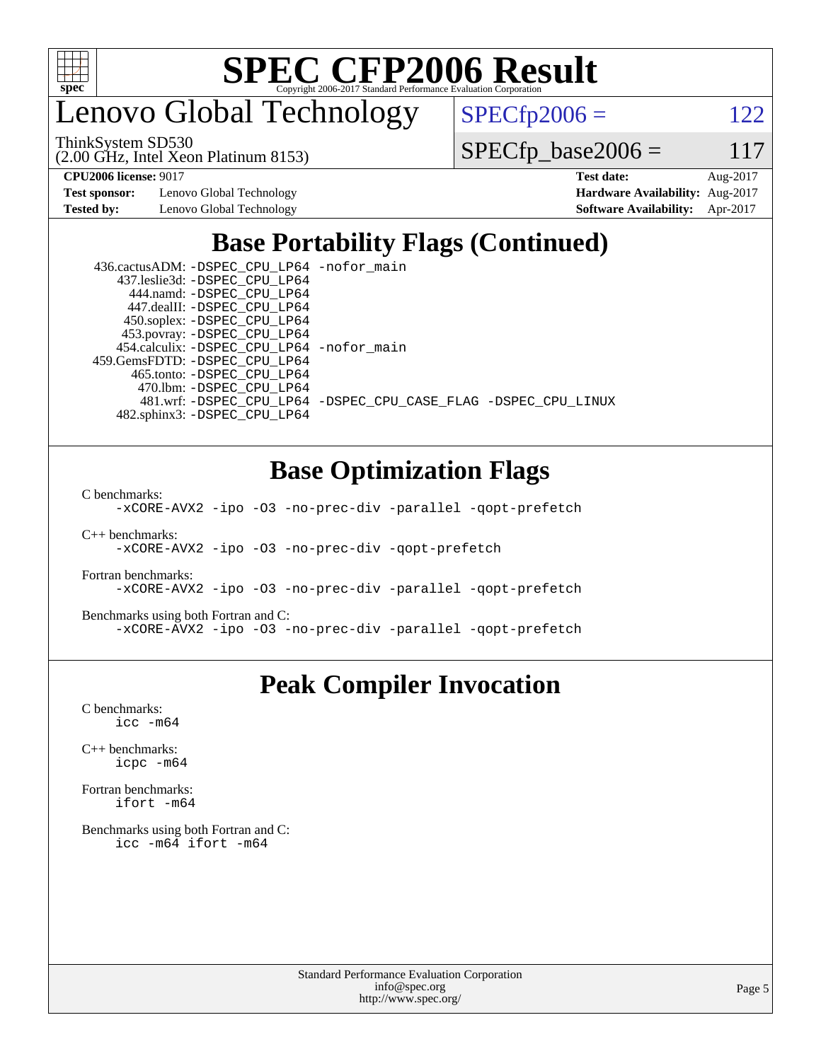# SPEC CFP2006 Result

Copyright 2006-2017 Standard Performance Evaluation Corporation

## Lenovo Global Technology

ThinkSystem SD530
(2.00 GHz, Intel Xeon Platinum 8153)

SPECfp2006 = 122

SPECfp_base2006 = 117

| **CPU2006 license:** 9017 | | **Test date:** | Aug-2017 |
|---|---|---|---|
| **Test sponsor:** | Lenovo Global Technology | **Hardware Availability:** | Aug-2017 |
| **Tested by:** | Lenovo Global Technology | **Software Availability:** | Apr-2017 |

## Base Portability Flags (Continued)

436.cactusADM: `-DSPEC_CPU_LP64 -nofor_main`
437.leslie3d: `-DSPEC_CPU_LP64`
444.namd: `-DSPEC_CPU_LP64`
447.dealII: `-DSPEC_CPU_LP64`
450.soplex: `-DSPEC_CPU_LP64`
453.povray: `-DSPEC_CPU_LP64`
454.calculix: `-DSPEC_CPU_LP64 -nofor_main`
459.GemsFDTD: `-DSPEC_CPU_LP64`
465.tonto: `-DSPEC_CPU_LP64`
470.lbm: `-DSPEC_CPU_LP64`
481.wrf: `-DSPEC_CPU_LP64 -DSPEC_CPU_CASE_FLAG -DSPEC_CPU_LINUX`
482.sphinx3: `-DSPEC_CPU_LP64`

## Base Optimization Flags

C benchmarks:
`-xCORE-AVX2 -ipo -O3 -no-prec-div -parallel -qopt-prefetch`

C++ benchmarks:
`-xCORE-AVX2 -ipo -O3 -no-prec-div -qopt-prefetch`

Fortran benchmarks:
`-xCORE-AVX2 -ipo -O3 -no-prec-div -parallel -qopt-prefetch`

Benchmarks using both Fortran and C:
`-xCORE-AVX2 -ipo -O3 -no-prec-div -parallel -qopt-prefetch`

## Peak Compiler Invocation

C benchmarks:
`icc -m64`

C++ benchmarks:
`icpc -m64`

Fortran benchmarks:
`ifort -m64`

Benchmarks using both Fortran and C:
`icc -m64 ifort -m64`

Standard Performance Evaluation Corporation
info@spec.org
http://www.spec.org/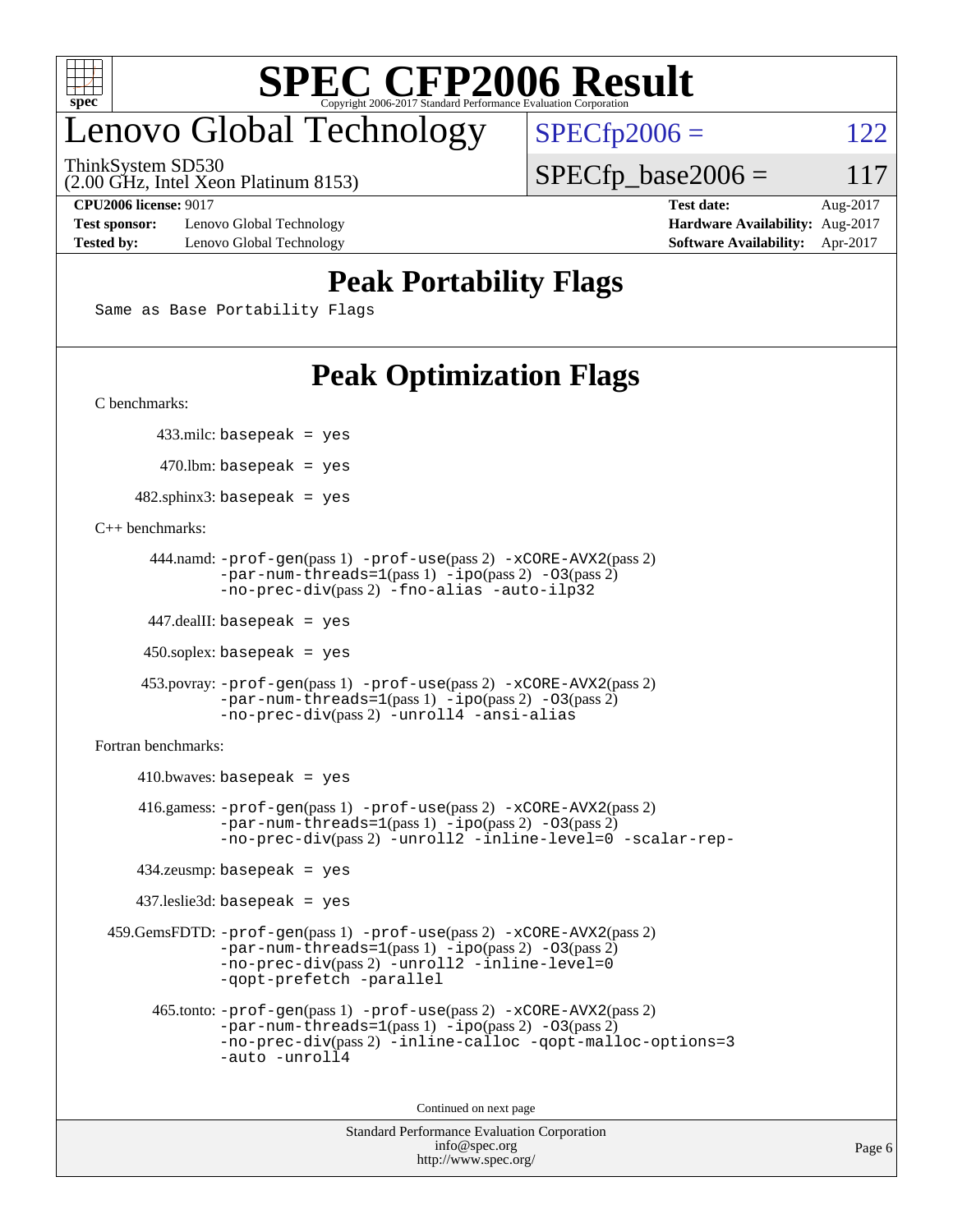# SPEC CFP2006 Result

Copyright 2006-2017 Standard Performance Evaluation Corporation

## Lenovo Global Technology

ThinkSystem SD530
(2.00 GHz, Intel Xeon Platinum 8153)

SPECfp2006 = 122

SPECfp_base2006 = 117

**CPU2006 license:** 9017 | **Test date:** Aug-2017
**Test sponsor:** Lenovo Global Technology | **Hardware Availability:** Aug-2017
**Tested by:** Lenovo Global Technology | **Software Availability:** Apr-2017

## Peak Portability Flags

Same as Base Portability Flags

## Peak Optimization Flags

C benchmarks:

433.milc: basepeak = yes

470.lbm: basepeak = yes

482.sphinx3: basepeak = yes

C++ benchmarks:

444.namd: -prof-gen(pass 1) -prof-use(pass 2) -xCORE-AVX2(pass 2) -par-num-threads=1(pass 1) -ipo(pass 2) -O3(pass 2) -no-prec-div(pass 2) -fno-alias -auto-ilp32

447.dealII: basepeak = yes

450.soplex: basepeak = yes

453.povray: -prof-gen(pass 1) -prof-use(pass 2) -xCORE-AVX2(pass 2) -par-num-threads=1(pass 1) -ipo(pass 2) -O3(pass 2) -no-prec-div(pass 2) -unroll4 -ansi-alias

Fortran benchmarks:

410.bwaves: basepeak = yes

416.gamess: -prof-gen(pass 1) -prof-use(pass 2) -xCORE-AVX2(pass 2) -par-num-threads=1(pass 1) -ipo(pass 2) -O3(pass 2) -no-prec-div(pass 2) -unroll2 -inline-level=0 -scalar-rep-

434.zeusmp: basepeak = yes

437.leslie3d: basepeak = yes

459.GemsFDTD: -prof-gen(pass 1) -prof-use(pass 2) -xCORE-AVX2(pass 2) -par-num-threads=1(pass 1) -ipo(pass 2) -O3(pass 2) -no-prec-div(pass 2) -unroll2 -inline-level=0 -qopt-prefetch -parallel

465.tonto: -prof-gen(pass 1) -prof-use(pass 2) -xCORE-AVX2(pass 2) -par-num-threads=1(pass 1) -ipo(pass 2) -O3(pass 2) -no-prec-div(pass 2) -inline-calloc -qopt-malloc-options=3 -auto -unroll4

Continued on next page

Standard Performance Evaluation Corporation
info@spec.org
http://www.spec.org/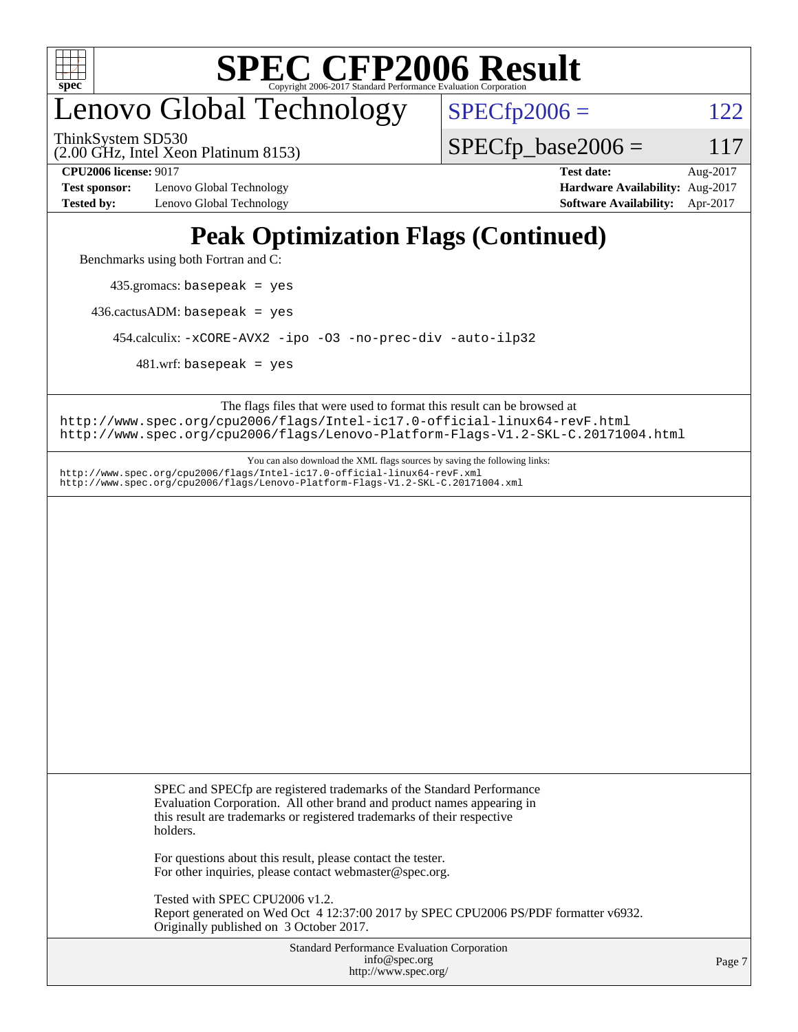# Peak Optimization Flags (Continued)

Benchmarks using both Fortran and C:

435.gromacs: basepeak = yes

436.cactusADM: basepeak = yes

454.calculix: -xCORE-AVX2 -ipo -O3 -no-prec-div -auto-ilp32

481.wrf: basepeak = yes

The flags files that were used to format this result can be browsed at
http://www.spec.org/cpu2006/flags/Intel-ic17.0-official-linux64-revF.html
http://www.spec.org/cpu2006/flags/Lenovo-Platform-Flags-V1.2-SKL-C.20171004.html

You can also download the XML flags sources by saving the following links:
http://www.spec.org/cpu2006/flags/Intel-ic17.0-official-linux64-revF.xml
http://www.spec.org/cpu2006/flags/Lenovo-Platform-Flags-V1.2-SKL-C.20171004.xml

SPEC and SPECfp are registered trademarks of the Standard Performance Evaluation Corporation. All other brand and product names appearing in this result are trademarks or registered trademarks of their respective holders.

For questions about this result, please contact the tester.
For other inquiries, please contact webmaster@spec.org.

Tested with SPEC CPU2006 v1.2.
Report generated on Wed Oct 4 12:37:00 2017 by SPEC CPU2006 PS/PDF formatter v6932.
Originally published on 3 October 2017.